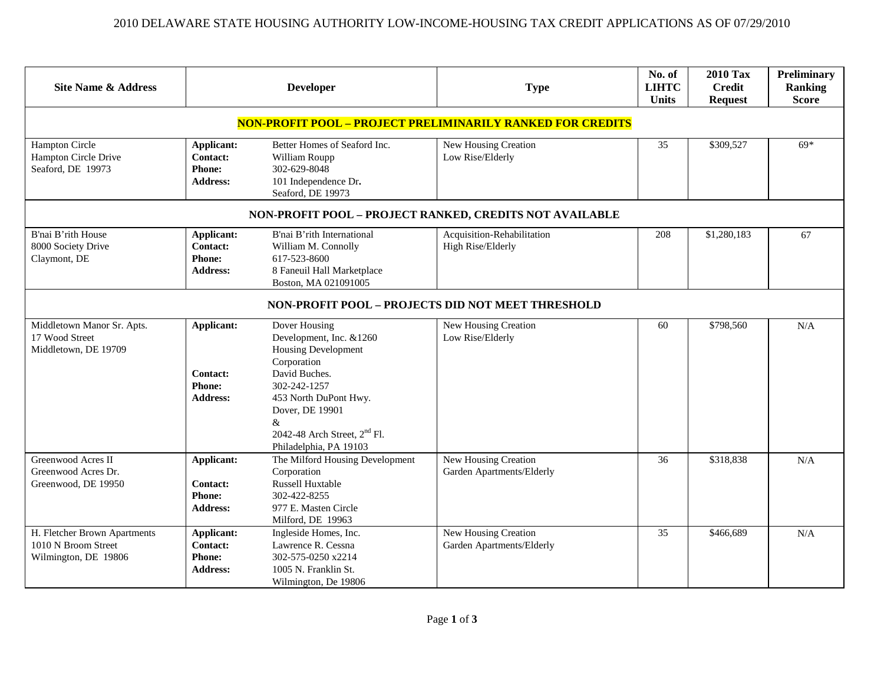# 2010 DELAWARE STATE HOUSING AUTHORITY LOW-INCOME-HOUSING TAX CREDIT APPLICATIONS AS OF 07/29/2010

| Site Name & Address | Developer | Type | No. of LIHTC Units | 2010 Tax Credit Request | Preliminary Ranking Score |
|---|---|---|---|---|---|
| **NON-PROFIT POOL – PROJECT PRELIMINARILY RANKED FOR CREDITS** | | | | | |
| Hampton Circle<br>Hampton Circle Drive<br>Seaford, DE 19973 | **Applicant:** Better Homes of Seaford Inc.<br>**Contact:** William Roupp<br>**Phone:** 302-629-8048<br>**Address:** 101 Independence Dr.<br>Seaford, DE 19973 | New Housing Creation<br>Low Rise/Elderly | 35 | $309,527 | 69* |
| **NON-PROFIT POOL – PROJECT RANKED, CREDITS NOT AVAILABLE** | | | | | |
| B'nai B'rith House<br>8000 Society Drive<br>Claymont, DE | **Applicant:** B'nai B'rith International<br>**Contact:** William M. Connolly<br>**Phone:** 617-523-8600<br>**Address:** 8 Faneuil Hall Marketplace<br>Boston, MA 021091005 | Acquisition-Rehabilitation<br>High Rise/Elderly | 208 | $1,280,183 | 67 |
| **NON-PROFIT POOL – PROJECTS DID NOT MEET THRESHOLD** | | | | | |
| Middletown Manor Sr. Apts.<br>17 Wood Street<br>Middletown, DE 19709 | **Applicant:** Dover Housing Development, Inc. &1260 Housing Development Corporation<br>**Contact:** David Buches.<br>**Phone:** 302-242-1257<br>**Address:** 453 North DuPont Hwy.<br>Dover, DE 19901<br>&<br>2042-48 Arch Street, 2nd Fl.<br>Philadelphia, PA 19103 | New Housing Creation<br>Low Rise/Elderly | 60 | $798,560 | N/A |
| Greenwood Acres II<br>Greenwood Acres Dr.<br>Greenwood, DE 19950 | **Applicant:** The Milford Housing Development Corporation<br>**Contact:** Russell Huxtable<br>**Phone:** 302-422-8255<br>**Address:** 977 E. Masten Circle<br>Milford, DE 19963 | New Housing Creation<br>Garden Apartments/Elderly | 36 | $318,838 | N/A |
| H. Fletcher Brown Apartments<br>1010 N Broom Street<br>Wilmington, DE 19806 | **Applicant:** Ingleside Homes, Inc.<br>**Contact:** Lawrence R. Cessna<br>**Phone:** 302-575-0250 x2214<br>**Address:** 1005 N. Franklin St.<br>Wilmington, De 19806 | New Housing Creation<br>Garden Apartments/Elderly | 35 | $466,689 | N/A |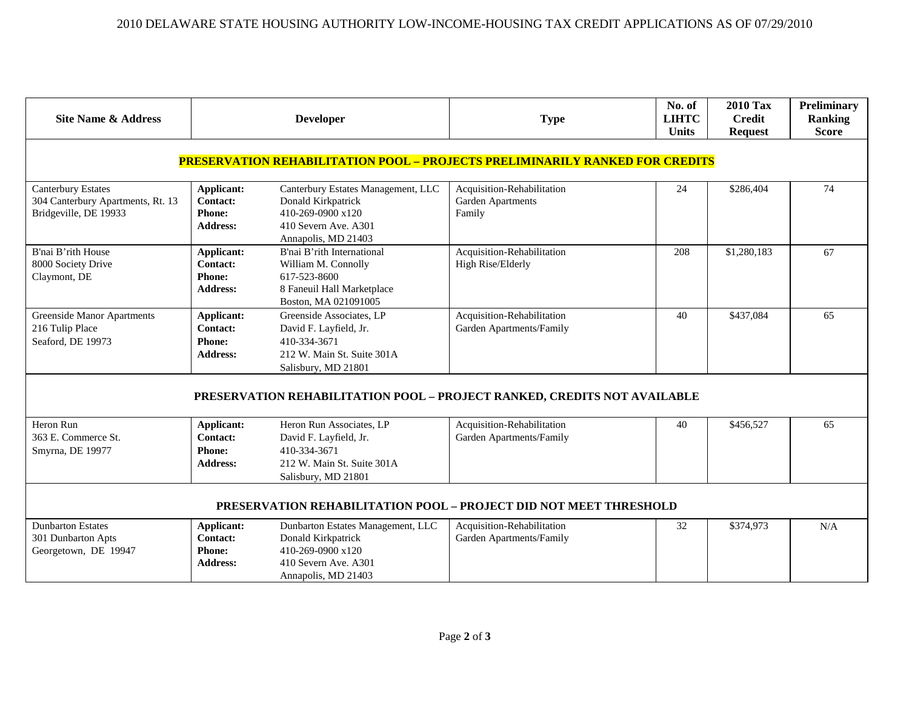# 2010 DELAWARE STATE HOUSING AUTHORITY LOW-INCOME-HOUSING TAX CREDIT APPLICATIONS AS OF 07/29/2010

| Site Name & Address | Developer | | Type | No. of LIHTC Units | 2010 Tax Credit Request | Preliminary Ranking Score |
|---|---|---|---|---|---|---|
| **PRESERVATION REHABILITATION POOL – PROJECTS PRELIMINARILY RANKED FOR CREDITS** | | | | | | |
| Canterbury Estates<br>304 Canterbury Apartments, Rt. 13<br>Bridgeville, DE 19933 | **Applicant:**<br>**Contact:**<br>**Phone:**<br>**Address:** | Canterbury Estates Management, LLC<br>Donald Kirkpatrick<br>410-269-0900 x120<br>410 Severn Ave. A301<br>Annapolis, MD 21403 | Acquisition-Rehabilitation<br>Garden Apartments<br>Family | 24 | $286,404 | 74 |
| B'nai B'rith House<br>8000 Society Drive<br>Claymont, DE | **Applicant:**<br>**Contact:**<br>**Phone:**<br>**Address:** | B'nai B'rith International<br>William M. Connolly<br>617-523-8600<br>8 Faneuil Hall Marketplace<br>Boston, MA 021091005 | Acquisition-Rehabilitation<br>High Rise/Elderly | 208 | $1,280,183 | 67 |
| Greenside Manor Apartments<br>216 Tulip Place<br>Seaford, DE 19973 | **Applicant:**<br>**Contact:**<br>**Phone:**<br>**Address:** | Greenside Associates, LP<br>David F. Layfield, Jr.<br>410-334-3671<br>212 W. Main St. Suite 301A<br>Salisbury, MD 21801 | Acquisition-Rehabilitation<br>Garden Apartments/Family | 40 | $437,084 | 65 |
| **PRESERVATION REHABILITATION POOL – PROJECT RANKED, CREDITS NOT AVAILABLE** | | | | | | |
| Heron Run<br>363 E. Commerce St.<br>Smyrna, DE 19977 | **Applicant:**<br>**Contact:**<br>**Phone:**<br>**Address:** | Heron Run Associates, LP<br>David F. Layfield, Jr.<br>410-334-3671<br>212 W. Main St. Suite 301A<br>Salisbury, MD 21801 | Acquisition-Rehabilitation<br>Garden Apartments/Family | 40 | $456,527 | 65 |
| **PRESERVATION REHABILITATION POOL – PROJECT DID NOT MEET THRESHOLD** | | | | | | |
| Dunbarton Estates<br>301 Dunbarton Apts<br>Georgetown, DE 19947 | **Applicant:**<br>**Contact:**<br>**Phone:**<br>**Address:** | Dunbarton Estates Management, LLC<br>Donald Kirkpatrick<br>410-269-0900 x120<br>410 Severn Ave. A301<br>Annapolis, MD 21403 | Acquisition-Rehabilitation<br>Garden Apartments/Family | 32 | $374,973 | N/A |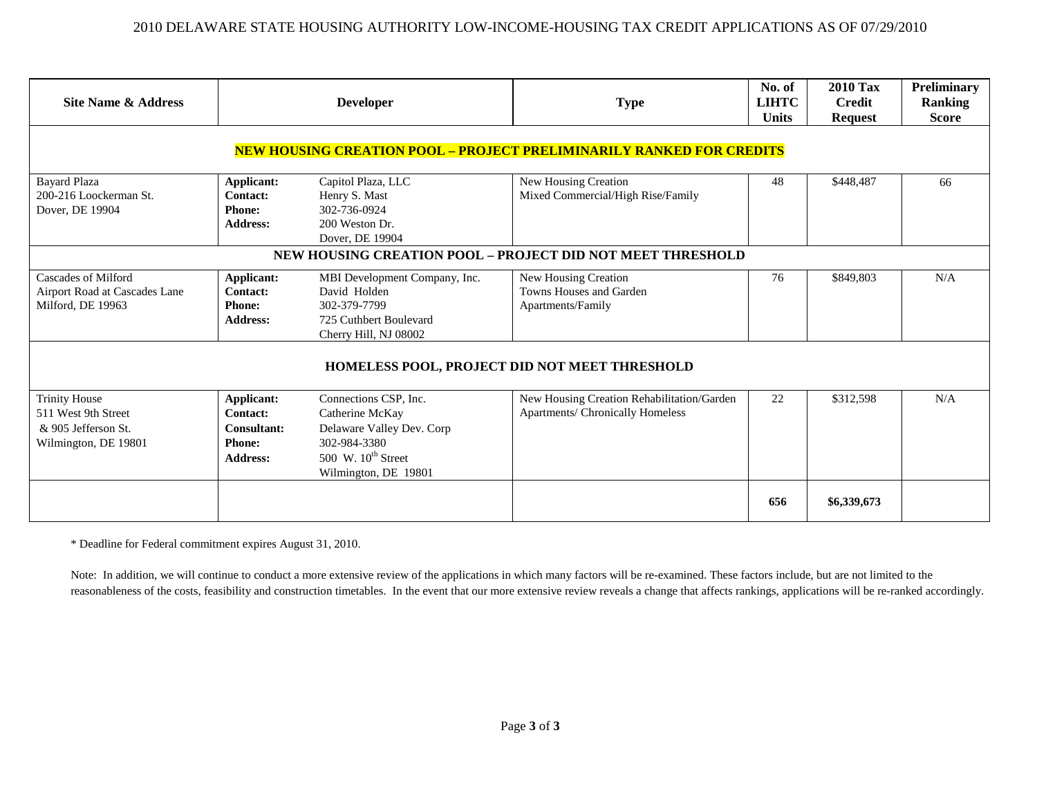# 2010 DELAWARE STATE HOUSING AUTHORITY LOW-INCOME-HOUSING TAX CREDIT APPLICATIONS AS OF 07/29/2010

| Site Name & Address | Developer | Type | No. of LIHTC Units | 2010 Tax Credit Request | Preliminary Ranking Score |
|---|---|---|---|---|---|
| **NEW HOUSING CREATION POOL – PROJECT PRELIMINARILY RANKED FOR CREDITS** | | | | | |
| Bayard Plaza<br>200-216 Loockerman St.<br>Dover, DE 19904 | **Applicant:** Capitol Plaza, LLC<br>**Contact:** Henry S. Mast<br>**Phone:** 302-736-0924<br>**Address:** 200 Weston Dr.<br>Dover, DE 19904 | New Housing Creation<br>Mixed Commercial/High Rise/Family | 48 | $448,487 | 66 |
| **NEW HOUSING CREATION POOL – PROJECT DID NOT MEET THRESHOLD** | | | | | |
| Cascades of Milford<br>Airport Road at Cascades Lane<br>Milford, DE 19963 | **Applicant:** MBI Development Company, Inc.<br>**Contact:** David Holden<br>**Phone:** 302-379-7799<br>**Address:** 725 Cuthbert Boulevard<br>Cherry Hill, NJ 08002 | New Housing Creation<br>Towns Houses and Garden Apartments/Family | 76 | $849,803 | N/A |
| **HOMELESS POOL, PROJECT DID NOT MEET THRESHOLD** | | | | | |
| Trinity House<br>511 West 9th Street<br>& 905 Jefferson St.<br>Wilmington, DE 19801 | **Applicant:** Connections CSP, Inc.<br>**Contact:** Catherine McKay<br>**Consultant:** Delaware Valley Dev. Corp<br>**Phone:** 302-984-3380<br>**Address:** 500 W. 10th Street<br>Wilmington, DE 19801 | New Housing Creation Rehabilitation/Garden Apartments/ Chronically Homeless | 22 | $312,598 | N/A |
| | | | **656** | **$6,339,673** | |

* Deadline for Federal commitment expires August 31, 2010.

Note: In addition, we will continue to conduct a more extensive review of the applications in which many factors will be re-examined. These factors include, but are not limited to the reasonableness of the costs, feasibility and construction timetables. In the event that our more extensive review reveals a change that affects rankings, applications will be re-ranked accordingly.